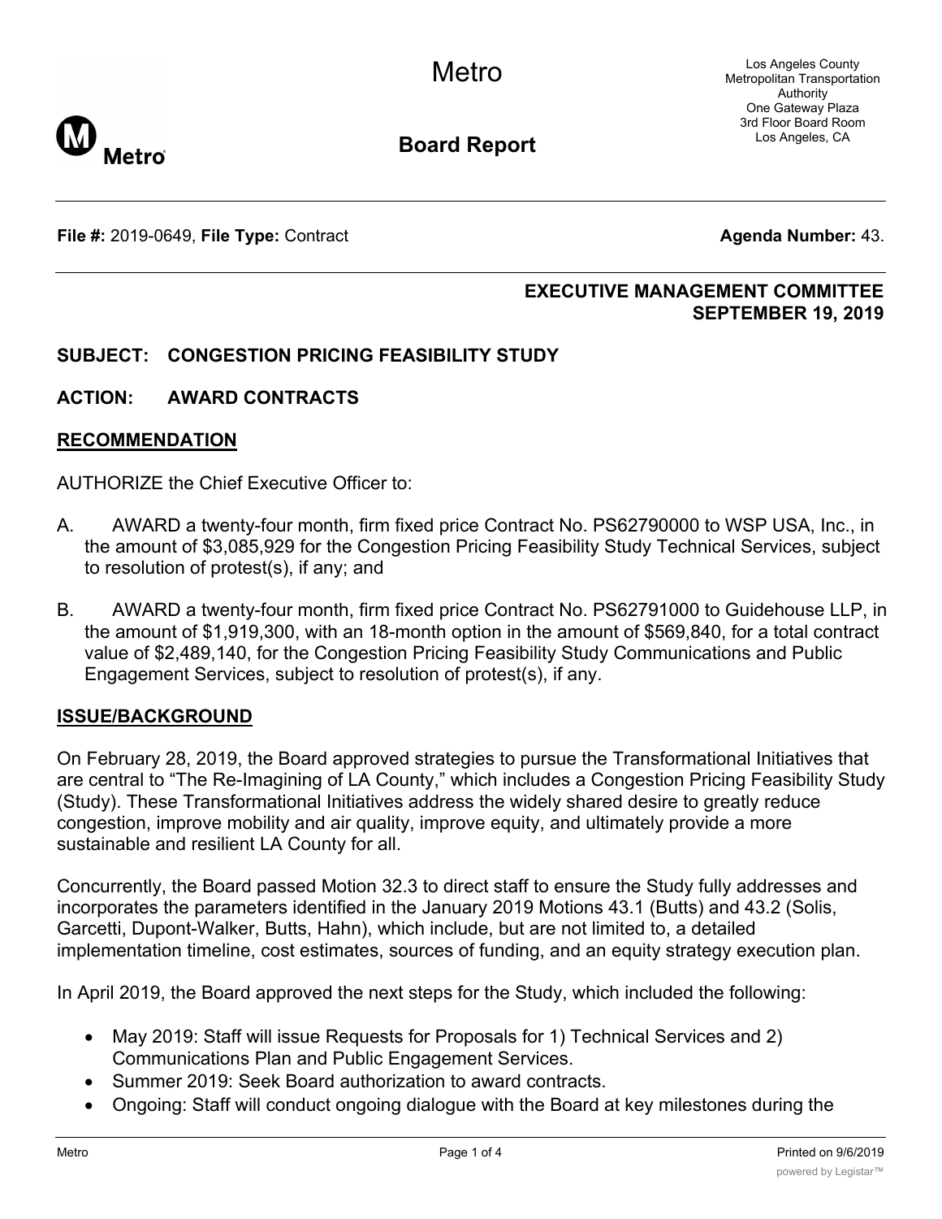# Metro

## Board Report

Los Angeles County Metropolitan Transportation Authority
One Gateway Plaza
3rd Floor Board Room
Los Angeles, CA

**File #:** 2019-0649, **File Type:** Contract **Agenda Number:** 43.

**EXECUTIVE MANAGEMENT COMMITTEE**
**SEPTEMBER 19, 2019**

**SUBJECT: CONGESTION PRICING FEASIBILITY STUDY**

**ACTION: AWARD CONTRACTS**

## RECOMMENDATION

AUTHORIZE the Chief Executive Officer to:

A. AWARD a twenty-four month, firm fixed price Contract No. PS62790000 to WSP USA, Inc., in the amount of $3,085,929 for the Congestion Pricing Feasibility Study Technical Services, subject to resolution of protest(s), if any; and

B. AWARD a twenty-four month, firm fixed price Contract No. PS62791000 to Guidehouse LLP, in the amount of $1,919,300, with an 18-month option in the amount of $569,840, for a total contract value of $2,489,140, for the Congestion Pricing Feasibility Study Communications and Public Engagement Services, subject to resolution of protest(s), if any.

## ISSUE/BACKGROUND

On February 28, 2019, the Board approved strategies to pursue the Transformational Initiatives that are central to "The Re-Imagining of LA County," which includes a Congestion Pricing Feasibility Study (Study). These Transformational Initiatives address the widely shared desire to greatly reduce congestion, improve mobility and air quality, improve equity, and ultimately provide a more sustainable and resilient LA County for all.

Concurrently, the Board passed Motion 32.3 to direct staff to ensure the Study fully addresses and incorporates the parameters identified in the January 2019 Motions 43.1 (Butts) and 43.2 (Solis, Garcetti, Dupont-Walker, Butts, Hahn), which include, but are not limited to, a detailed implementation timeline, cost estimates, sources of funding, and an equity strategy execution plan.

In April 2019, the Board approved the next steps for the Study, which included the following:

- May 2019: Staff will issue Requests for Proposals for 1) Technical Services and 2) Communications Plan and Public Engagement Services.
- Summer 2019: Seek Board authorization to award contracts.
- Ongoing: Staff will conduct ongoing dialogue with the Board at key milestones during the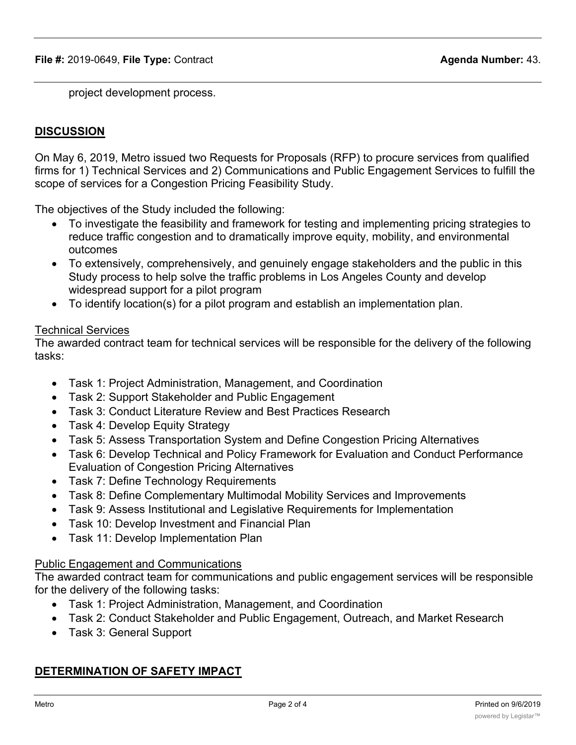project development process.

## DISCUSSION

On May 6, 2019, Metro issued two Requests for Proposals (RFP) to procure services from qualified firms for 1) Technical Services and 2) Communications and Public Engagement Services to fulfill the scope of services for a Congestion Pricing Feasibility Study.

The objectives of the Study included the following:

- To investigate the feasibility and framework for testing and implementing pricing strategies to reduce traffic congestion and to dramatically improve equity, mobility, and environmental outcomes
- To extensively, comprehensively, and genuinely engage stakeholders and the public in this Study process to help solve the traffic problems in Los Angeles County and develop widespread support for a pilot program
- To identify location(s) for a pilot program and establish an implementation plan.

Technical Services

The awarded contract team for technical services will be responsible for the delivery of the following tasks:

- Task 1: Project Administration, Management, and Coordination
- Task 2: Support Stakeholder and Public Engagement
- Task 3: Conduct Literature Review and Best Practices Research
- Task 4: Develop Equity Strategy
- Task 5: Assess Transportation System and Define Congestion Pricing Alternatives
- Task 6: Develop Technical and Policy Framework for Evaluation and Conduct Performance Evaluation of Congestion Pricing Alternatives
- Task 7: Define Technology Requirements
- Task 8: Define Complementary Multimodal Mobility Services and Improvements
- Task 9: Assess Institutional and Legislative Requirements for Implementation
- Task 10: Develop Investment and Financial Plan
- Task 11: Develop Implementation Plan

Public Engagement and Communications

The awarded contract team for communications and public engagement services will be responsible for the delivery of the following tasks:

- Task 1: Project Administration, Management, and Coordination
- Task 2: Conduct Stakeholder and Public Engagement, Outreach, and Market Research
- Task 3: General Support

## DETERMINATION OF SAFETY IMPACT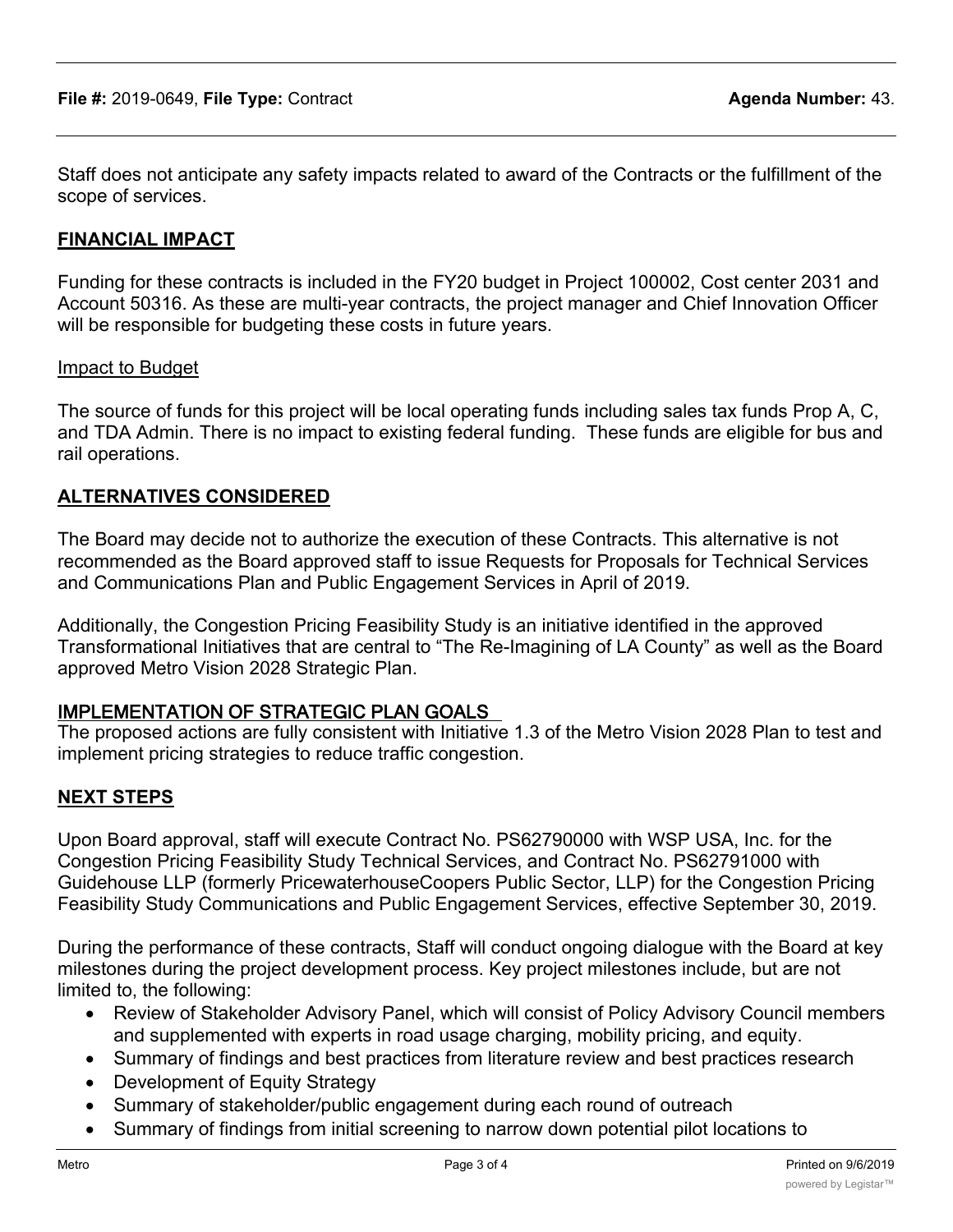Staff does not anticipate any safety impacts related to award of the Contracts or the fulfillment of the scope of services.

## FINANCIAL IMPACT

Funding for these contracts is included in the FY20 budget in Project 100002, Cost center 2031 and Account 50316. As these are multi-year contracts, the project manager and Chief Innovation Officer will be responsible for budgeting these costs in future years.

### Impact to Budget

The source of funds for this project will be local operating funds including sales tax funds Prop A, C, and TDA Admin. There is no impact to existing federal funding. These funds are eligible for bus and rail operations.

## ALTERNATIVES CONSIDERED

The Board may decide not to authorize the execution of these Contracts. This alternative is not recommended as the Board approved staff to issue Requests for Proposals for Technical Services and Communications Plan and Public Engagement Services in April of 2019.

Additionally, the Congestion Pricing Feasibility Study is an initiative identified in the approved Transformational Initiatives that are central to "The Re-Imagining of LA County" as well as the Board approved Metro Vision 2028 Strategic Plan.

## IMPLEMENTATION OF STRATEGIC PLAN GOALS

The proposed actions are fully consistent with Initiative 1.3 of the Metro Vision 2028 Plan to test and implement pricing strategies to reduce traffic congestion.

## NEXT STEPS

Upon Board approval, staff will execute Contract No. PS62790000 with WSP USA, Inc. for the Congestion Pricing Feasibility Study Technical Services, and Contract No. PS62791000 with Guidehouse LLP (formerly PricewaterhouseCoopers Public Sector, LLP) for the Congestion Pricing Feasibility Study Communications and Public Engagement Services, effective September 30, 2019.

During the performance of these contracts, Staff will conduct ongoing dialogue with the Board at key milestones during the project development process. Key project milestones include, but are not limited to, the following:

- Review of Stakeholder Advisory Panel, which will consist of Policy Advisory Council members and supplemented with experts in road usage charging, mobility pricing, and equity.
- Summary of findings and best practices from literature review and best practices research
- Development of Equity Strategy
- Summary of stakeholder/public engagement during each round of outreach
- Summary of findings from initial screening to narrow down potential pilot locations to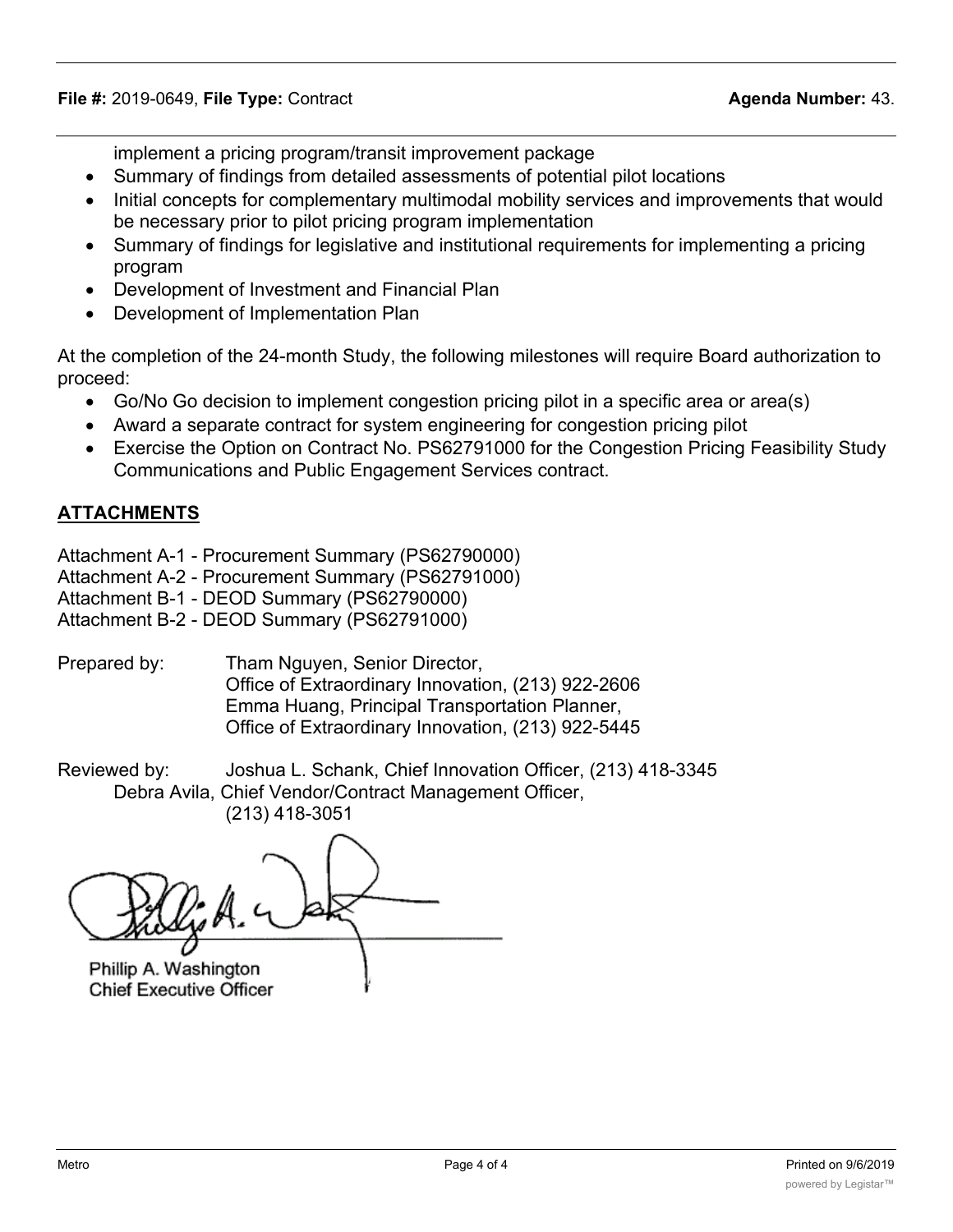implement a pricing program/transit improvement package

- Summary of findings from detailed assessments of potential pilot locations
- Initial concepts for complementary multimodal mobility services and improvements that would be necessary prior to pilot pricing program implementation
- Summary of findings for legislative and institutional requirements for implementing a pricing program
- Development of Investment and Financial Plan
- Development of Implementation Plan

At the completion of the 24-month Study, the following milestones will require Board authorization to proceed:

- Go/No Go decision to implement congestion pricing pilot in a specific area or area(s)
- Award a separate contract for system engineering for congestion pricing pilot
- Exercise the Option on Contract No. PS62791000 for the Congestion Pricing Feasibility Study Communications and Public Engagement Services contract.

## ATTACHMENTS

Attachment A-1 - Procurement Summary (PS62790000)
Attachment A-2 - Procurement Summary (PS62791000)
Attachment B-1 - DEOD Summary (PS62790000)
Attachment B-2 - DEOD Summary (PS62791000)

Prepared by: Tham Nguyen, Senior Director, Office of Extraordinary Innovation, (213) 922-2606
Emma Huang, Principal Transportation Planner, Office of Extraordinary Innovation, (213) 922-5445

Reviewed by: Joshua L. Schank, Chief Innovation Officer, (213) 418-3345
Debra Avila, Chief Vendor/Contract Management Officer, (213) 418-3051

Phillip A. Washington
Chief Executive Officer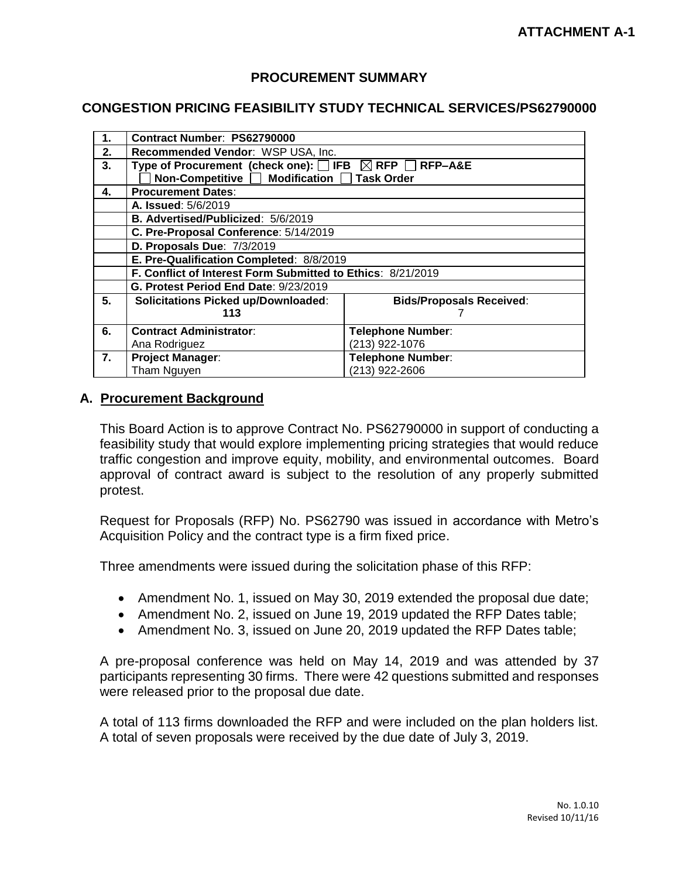**ATTACHMENT A-1**

# PROCUREMENT SUMMARY

## CONGESTION PRICING FEASIBILITY STUDY TECHNICAL SERVICES/PS62790000

| | | |
|---|---|---|
| **1.** | **Contract Number**: **PS62790000** | |
| **2.** | **Recommended Vendor**: WSP USA, Inc. | |
| **3.** | **Type of Procurement (check one):** ☐ **IFB** ☒ **RFP** ☐ **RFP–A&E** ☐ **Non-Competitive** ☐ **Modification** ☐ **Task Order** | |
| **4.** | **Procurement Dates**: | |
| | **A. Issued**: 5/6/2019 | |
| | **B. Advertised/Publicized**: 5/6/2019 | |
| | **C. Pre-Proposal Conference**: 5/14/2019 | |
| | **D. Proposals Due**: 7/3/2019 | |
| | **E. Pre-Qualification Completed**: 8/8/2019 | |
| | **F. Conflict of Interest Form Submitted to Ethics**: 8/21/2019 | |
| | **G. Protest Period End Date**: 9/23/2019 | |
| **5.** | **Solicitations Picked up/Downloaded**: 113 | **Bids/Proposals Received**: 7 |
| **6.** | **Contract Administrator**: Ana Rodriguez | **Telephone Number**: (213) 922-1076 |
| **7.** | **Project Manager**: Tham Nguyen | **Telephone Number**: (213) 922-2606 |

## A. Procurement Background

This Board Action is to approve Contract No. PS62790000 in support of conducting a feasibility study that would explore implementing pricing strategies that would reduce traffic congestion and improve equity, mobility, and environmental outcomes. Board approval of contract award is subject to the resolution of any properly submitted protest.

Request for Proposals (RFP) No. PS62790 was issued in accordance with Metro's Acquisition Policy and the contract type is a firm fixed price.

Three amendments were issued during the solicitation phase of this RFP:

- Amendment No. 1, issued on May 30, 2019 extended the proposal due date;
- Amendment No. 2, issued on June 19, 2019 updated the RFP Dates table;
- Amendment No. 3, issued on June 20, 2019 updated the RFP Dates table;

A pre-proposal conference was held on May 14, 2019 and was attended by 37 participants representing 30 firms. There were 42 questions submitted and responses were released prior to the proposal due date.

A total of 113 firms downloaded the RFP and were included on the plan holders list. A total of seven proposals were received by the due date of July 3, 2019.

No. 1.0.10
Revised 10/11/16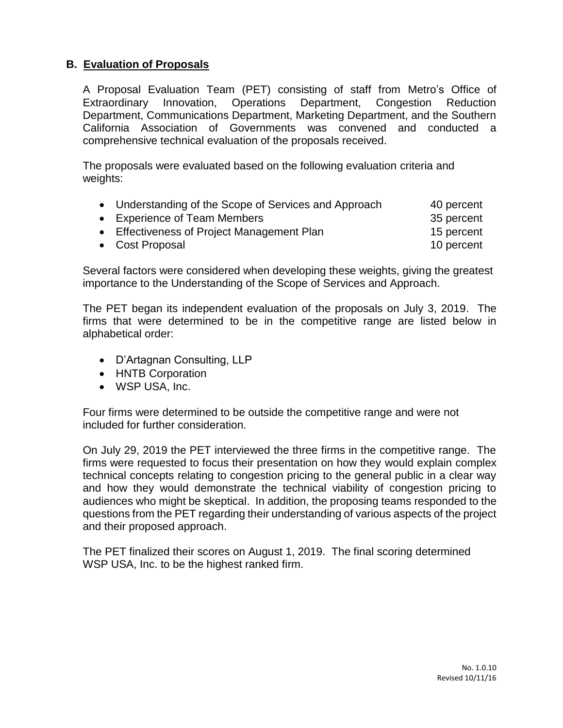## B. Evaluation of Proposals

A Proposal Evaluation Team (PET) consisting of staff from Metro's Office of Extraordinary Innovation, Operations Department, Congestion Reduction Department, Communications Department, Marketing Department, and the Southern California Association of Governments was convened and conducted a comprehensive technical evaluation of the proposals received.

The proposals were evaluated based on the following evaluation criteria and weights:

- Understanding of the Scope of Services and Approach 40 percent
- Experience of Team Members 35 percent
- Effectiveness of Project Management Plan 15 percent
- Cost Proposal 10 percent

Several factors were considered when developing these weights, giving the greatest importance to the Understanding of the Scope of Services and Approach.

The PET began its independent evaluation of the proposals on July 3, 2019. The firms that were determined to be in the competitive range are listed below in alphabetical order:

- D'Artagnan Consulting, LLP
- HNTB Corporation
- WSP USA, Inc.

Four firms were determined to be outside the competitive range and were not included for further consideration.

On July 29, 2019 the PET interviewed the three firms in the competitive range. The firms were requested to focus their presentation on how they would explain complex technical concepts relating to congestion pricing to the general public in a clear way and how they would demonstrate the technical viability of congestion pricing to audiences who might be skeptical. In addition, the proposing teams responded to the questions from the PET regarding their understanding of various aspects of the project and their proposed approach.

The PET finalized their scores on August 1, 2019. The final scoring determined WSP USA, Inc. to be the highest ranked firm.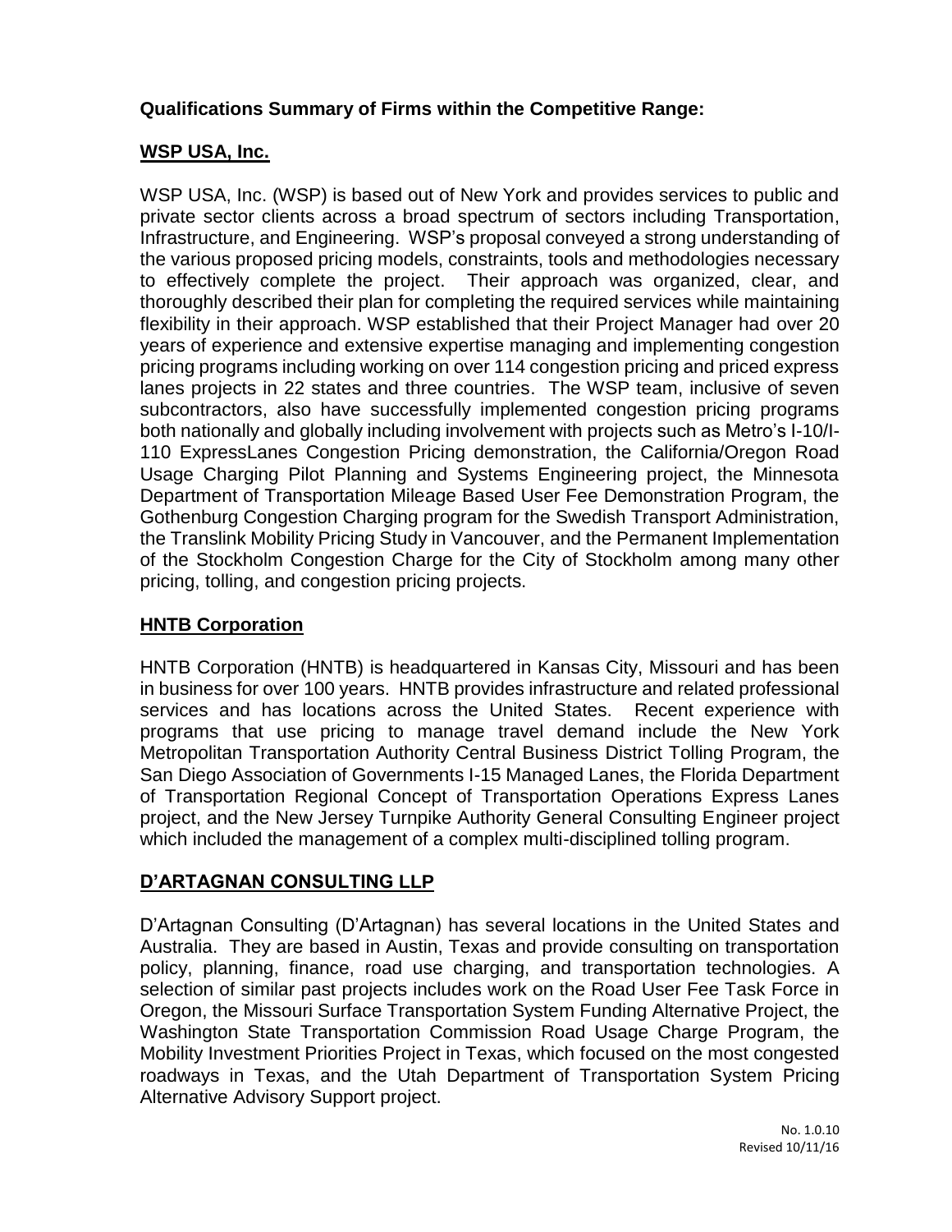**Qualifications Summary of Firms within the Competitive Range:**

**WSP USA, Inc.**

WSP USA, Inc. (WSP) is based out of New York and provides services to public and private sector clients across a broad spectrum of sectors including Transportation, Infrastructure, and Engineering. WSP's proposal conveyed a strong understanding of the various proposed pricing models, constraints, tools and methodologies necessary to effectively complete the project. Their approach was organized, clear, and thoroughly described their plan for completing the required services while maintaining flexibility in their approach. WSP established that their Project Manager had over 20 years of experience and extensive expertise managing and implementing congestion pricing programs including working on over 114 congestion pricing and priced express lanes projects in 22 states and three countries. The WSP team, inclusive of seven subcontractors, also have successfully implemented congestion pricing programs both nationally and globally including involvement with projects such as Metro's I-10/I-110 ExpressLanes Congestion Pricing demonstration, the California/Oregon Road Usage Charging Pilot Planning and Systems Engineering project, the Minnesota Department of Transportation Mileage Based User Fee Demonstration Program, the Gothenburg Congestion Charging program for the Swedish Transport Administration, the Translink Mobility Pricing Study in Vancouver, and the Permanent Implementation of the Stockholm Congestion Charge for the City of Stockholm among many other pricing, tolling, and congestion pricing projects.

**HNTB Corporation**

HNTB Corporation (HNTB) is headquartered in Kansas City, Missouri and has been in business for over 100 years. HNTB provides infrastructure and related professional services and has locations across the United States. Recent experience with programs that use pricing to manage travel demand include the New York Metropolitan Transportation Authority Central Business District Tolling Program, the San Diego Association of Governments I-15 Managed Lanes, the Florida Department of Transportation Regional Concept of Transportation Operations Express Lanes project, and the New Jersey Turnpike Authority General Consulting Engineer project which included the management of a complex multi-disciplined tolling program.

**D'ARTAGNAN CONSULTING LLP**

D'Artagnan Consulting (D'Artagnan) has several locations in the United States and Australia. They are based in Austin, Texas and provide consulting on transportation policy, planning, finance, road use charging, and transportation technologies. A selection of similar past projects includes work on the Road User Fee Task Force in Oregon, the Missouri Surface Transportation System Funding Alternative Project, the Washington State Transportation Commission Road Usage Charge Program, the Mobility Investment Priorities Project in Texas, which focused on the most congested roadways in Texas, and the Utah Department of Transportation System Pricing Alternative Advisory Support project.

No. 1.0.10
Revised 10/11/16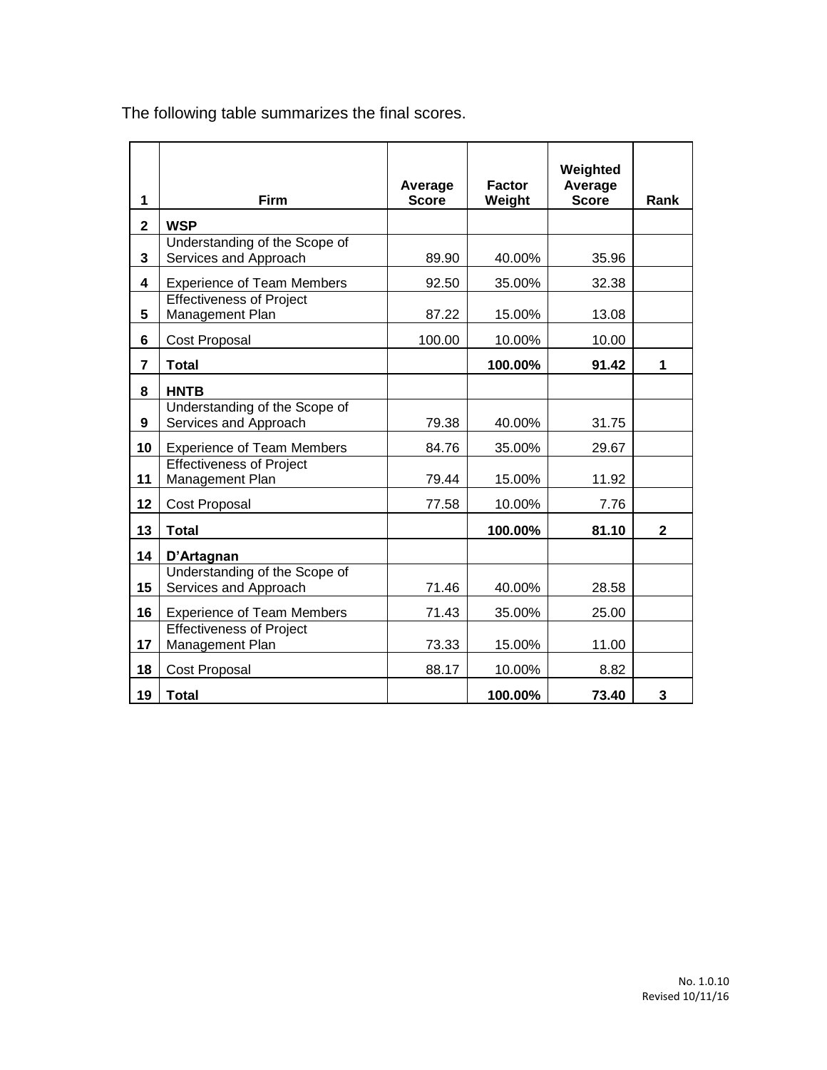The following table summarizes the final scores.

| 1 | Firm | Average Score | Factor Weight | Weighted Average Score | Rank |
|---|---|---|---|---|---|
| 2 | **WSP** | | | | |
| 3 | Understanding of the Scope of Services and Approach | 89.90 | 40.00% | 35.96 | |
| 4 | Experience of Team Members | 92.50 | 35.00% | 32.38 | |
| 5 | Effectiveness of Project Management Plan | 87.22 | 15.00% | 13.08 | |
| 6 | Cost Proposal | 100.00 | 10.00% | 10.00 | |
| 7 | **Total** | | **100.00%** | **91.42** | **1** |
| 8 | **HNTB** | | | | |
| 9 | Understanding of the Scope of Services and Approach | 79.38 | 40.00% | 31.75 | |
| 10 | Experience of Team Members | 84.76 | 35.00% | 29.67 | |
| 11 | Effectiveness of Project Management Plan | 79.44 | 15.00% | 11.92 | |
| 12 | Cost Proposal | 77.58 | 10.00% | 7.76 | |
| 13 | **Total** | | **100.00%** | **81.10** | **2** |
| 14 | **D'Artagnan** | | | | |
| 15 | Understanding of the Scope of Services and Approach | 71.46 | 40.00% | 28.58 | |
| 16 | Experience of Team Members | 71.43 | 35.00% | 25.00 | |
| 17 | Effectiveness of Project Management Plan | 73.33 | 15.00% | 11.00 | |
| 18 | Cost Proposal | 88.17 | 10.00% | 8.82 | |
| 19 | **Total** | | **100.00%** | **73.40** | **3** |

No. 1.0.10
Revised 10/11/16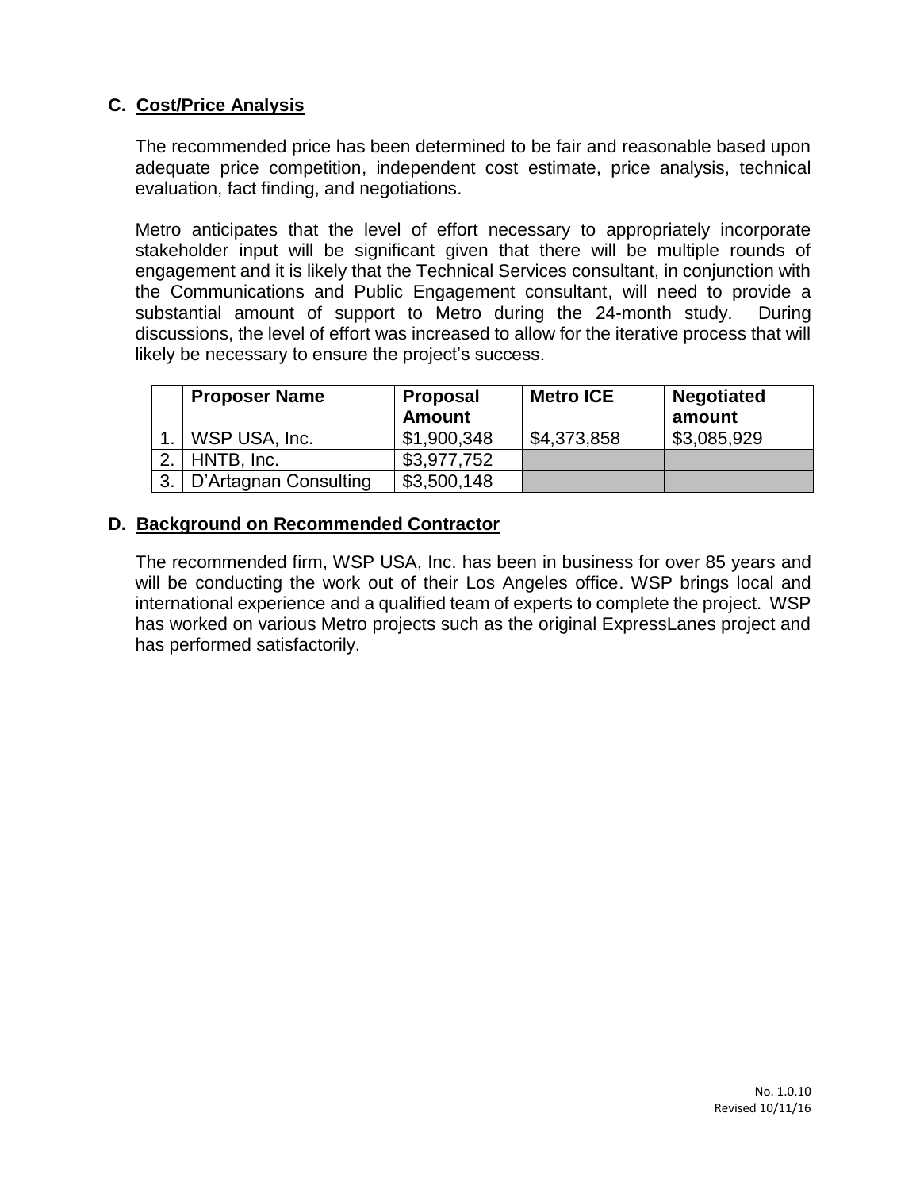## C. Cost/Price Analysis

The recommended price has been determined to be fair and reasonable based upon adequate price competition, independent cost estimate, price analysis, technical evaluation, fact finding, and negotiations.

Metro anticipates that the level of effort necessary to appropriately incorporate stakeholder input will be significant given that there will be multiple rounds of engagement and it is likely that the Technical Services consultant, in conjunction with the Communications and Public Engagement consultant, will need to provide a substantial amount of support to Metro during the 24-month study. During discussions, the level of effort was increased to allow for the iterative process that will likely be necessary to ensure the project's success.

| | Proposer Name | Proposal Amount | Metro ICE | Negotiated amount |
|---|---|---|---|---|
| 1. | WSP USA, Inc. | $1,900,348 | $4,373,858 | $3,085,929 |
| 2. | HNTB, Inc. | $3,977,752 | | |
| 3. | D'Artagnan Consulting | $3,500,148 | | |

## D. Background on Recommended Contractor

The recommended firm, WSP USA, Inc. has been in business for over 85 years and will be conducting the work out of their Los Angeles office. WSP brings local and international experience and a qualified team of experts to complete the project. WSP has worked on various Metro projects such as the original ExpressLanes project and has performed satisfactorily.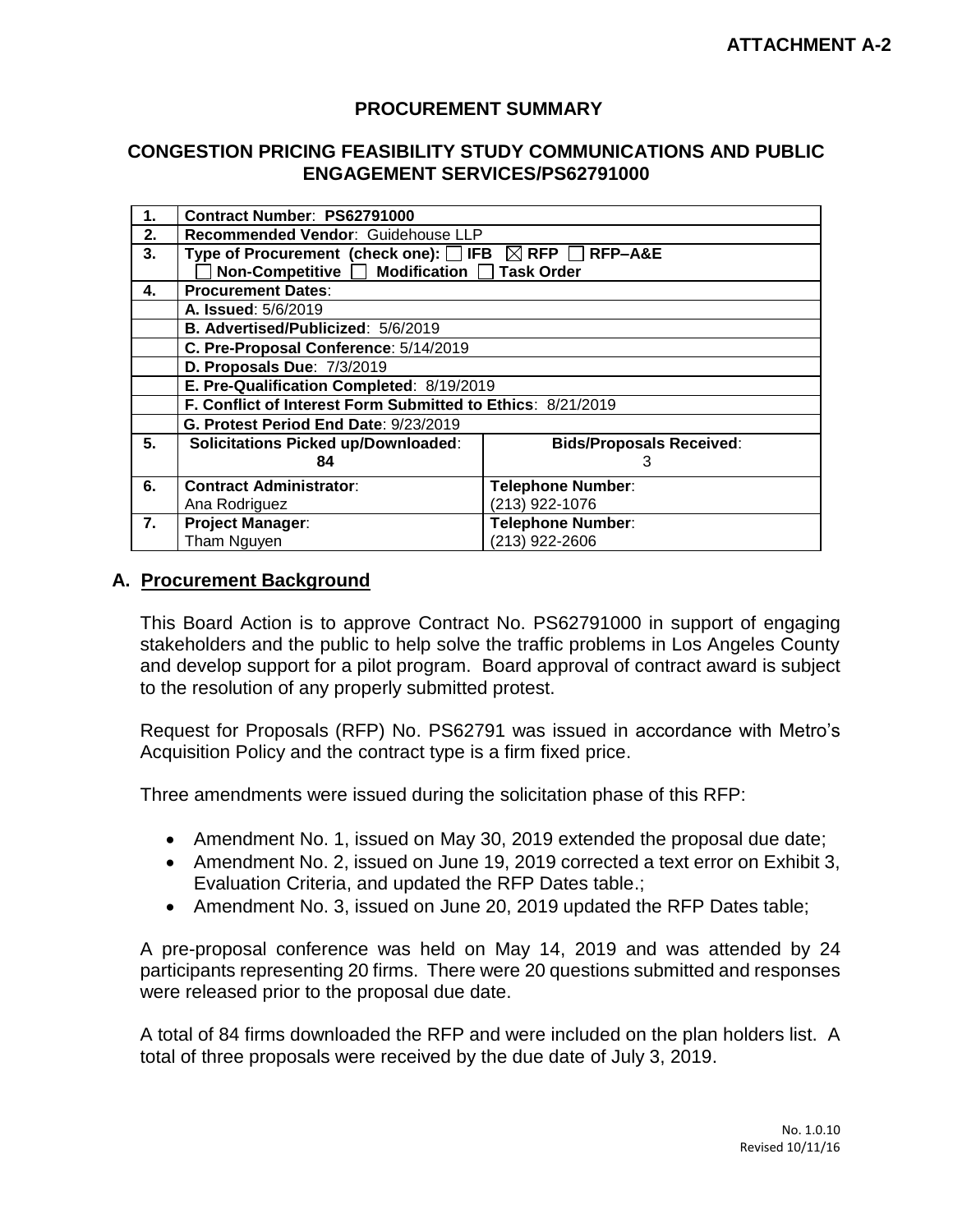**ATTACHMENT A-2**

## PROCUREMENT SUMMARY

## CONGESTION PRICING FEASIBILITY STUDY COMMUNICATIONS AND PUBLIC ENGAGEMENT SERVICES/PS62791000

| | | |
|---|---|---|
| **1.** | **Contract Number**: **PS62791000** | |
| **2.** | **Recommended Vendor**: Guidehouse LLP | |
| **3.** | **Type of Procurement (check one):** ☐ **IFB** ☒ **RFP** ☐ **RFP–A&E** ☐ **Non-Competitive** ☐ **Modification** ☐ **Task Order** | |
| **4.** | **Procurement Dates**: | |
| | **A. Issued**: 5/6/2019 | |
| | **B. Advertised/Publicized**: 5/6/2019 | |
| | **C. Pre-Proposal Conference**: 5/14/2019 | |
| | **D. Proposals Due**: 7/3/2019 | |
| | **E. Pre-Qualification Completed**: 8/19/2019 | |
| | **F. Conflict of Interest Form Submitted to Ethics**: 8/21/2019 | |
| | **G. Protest Period End Date**: 9/23/2019 | |
| **5.** | **Solicitations Picked up/Downloaded**: **84** | **Bids/Proposals Received**: 3 |
| **6.** | **Contract Administrator**: Ana Rodriguez | **Telephone Number**: (213) 922-1076 |
| **7.** | **Project Manager**: Tham Nguyen | **Telephone Number**: (213) 922-2606 |

### A. Procurement Background

This Board Action is to approve Contract No. PS62791000 in support of engaging stakeholders and the public to help solve the traffic problems in Los Angeles County and develop support for a pilot program. Board approval of contract award is subject to the resolution of any properly submitted protest.

Request for Proposals (RFP) No. PS62791 was issued in accordance with Metro's Acquisition Policy and the contract type is a firm fixed price.

Three amendments were issued during the solicitation phase of this RFP:

- Amendment No. 1, issued on May 30, 2019 extended the proposal due date;
- Amendment No. 2, issued on June 19, 2019 corrected a text error on Exhibit 3, Evaluation Criteria, and updated the RFP Dates table.;
- Amendment No. 3, issued on June 20, 2019 updated the RFP Dates table;

A pre-proposal conference was held on May 14, 2019 and was attended by 24 participants representing 20 firms. There were 20 questions submitted and responses were released prior to the proposal due date.

A total of 84 firms downloaded the RFP and were included on the plan holders list. A total of three proposals were received by the due date of July 3, 2019.

No. 1.0.10
Revised 10/11/16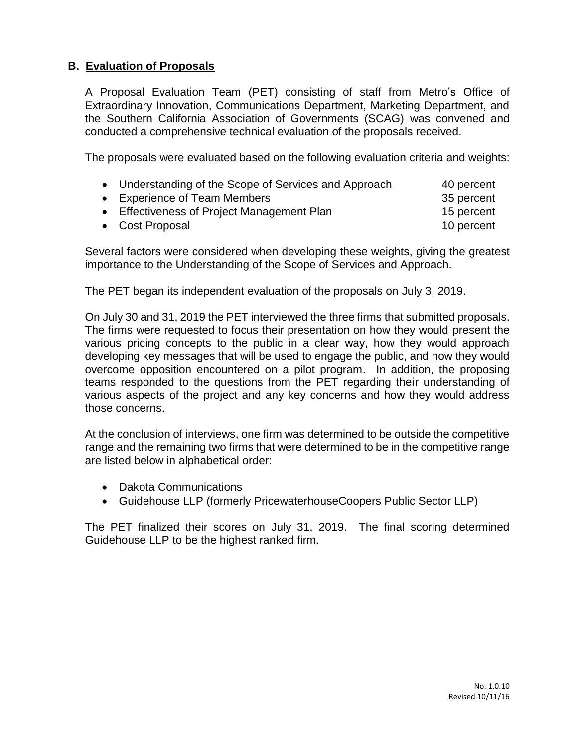## B. Evaluation of Proposals

A Proposal Evaluation Team (PET) consisting of staff from Metro's Office of Extraordinary Innovation, Communications Department, Marketing Department, and the Southern California Association of Governments (SCAG) was convened and conducted a comprehensive technical evaluation of the proposals received.

The proposals were evaluated based on the following evaluation criteria and weights:

- Understanding of the Scope of Services and Approach 40 percent
- Experience of Team Members 35 percent
- Effectiveness of Project Management Plan 15 percent
- Cost Proposal 10 percent

Several factors were considered when developing these weights, giving the greatest importance to the Understanding of the Scope of Services and Approach.

The PET began its independent evaluation of the proposals on July 3, 2019.

On July 30 and 31, 2019 the PET interviewed the three firms that submitted proposals. The firms were requested to focus their presentation on how they would present the various pricing concepts to the public in a clear way, how they would approach developing key messages that will be used to engage the public, and how they would overcome opposition encountered on a pilot program. In addition, the proposing teams responded to the questions from the PET regarding their understanding of various aspects of the project and any key concerns and how they would address those concerns.

At the conclusion of interviews, one firm was determined to be outside the competitive range and the remaining two firms that were determined to be in the competitive range are listed below in alphabetical order:

- Dakota Communications
- Guidehouse LLP (formerly PricewaterhouseCoopers Public Sector LLP)

The PET finalized their scores on July 31, 2019. The final scoring determined Guidehouse LLP to be the highest ranked firm.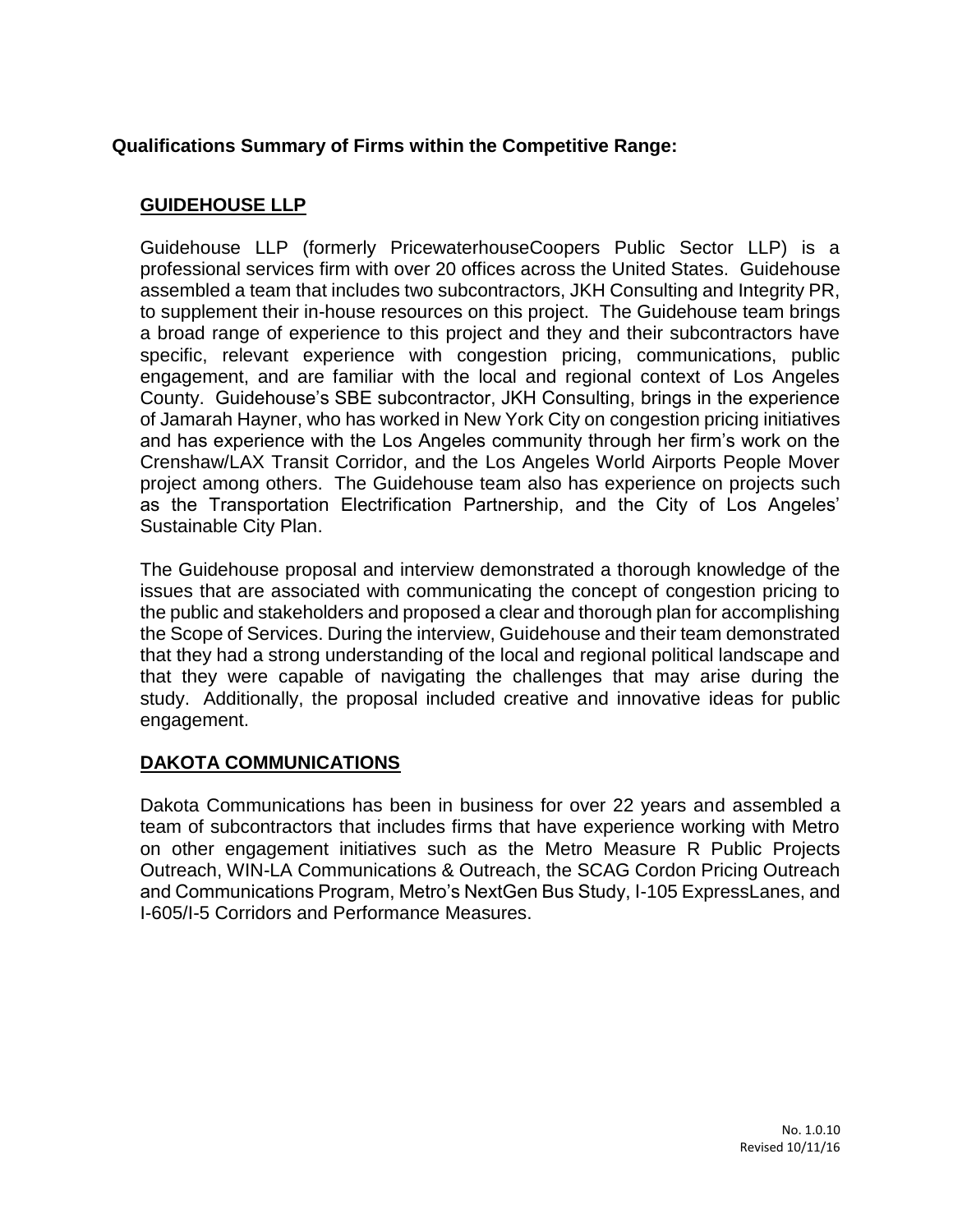**Qualifications Summary of Firms within the Competitive Range:**

## GUIDEHOUSE LLP

Guidehouse LLP (formerly PricewaterhouseCoopers Public Sector LLP) is a professional services firm with over 20 offices across the United States. Guidehouse assembled a team that includes two subcontractors, JKH Consulting and Integrity PR, to supplement their in-house resources on this project. The Guidehouse team brings a broad range of experience to this project and they and their subcontractors have specific, relevant experience with congestion pricing, communications, public engagement, and are familiar with the local and regional context of Los Angeles County. Guidehouse's SBE subcontractor, JKH Consulting, brings in the experience of Jamarah Hayner, who has worked in New York City on congestion pricing initiatives and has experience with the Los Angeles community through her firm's work on the Crenshaw/LAX Transit Corridor, and the Los Angeles World Airports People Mover project among others. The Guidehouse team also has experience on projects such as the Transportation Electrification Partnership, and the City of Los Angeles' Sustainable City Plan.

The Guidehouse proposal and interview demonstrated a thorough knowledge of the issues that are associated with communicating the concept of congestion pricing to the public and stakeholders and proposed a clear and thorough plan for accomplishing the Scope of Services. During the interview, Guidehouse and their team demonstrated that they had a strong understanding of the local and regional political landscape and that they were capable of navigating the challenges that may arise during the study. Additionally, the proposal included creative and innovative ideas for public engagement.

## DAKOTA COMMUNICATIONS

Dakota Communications has been in business for over 22 years and assembled a team of subcontractors that includes firms that have experience working with Metro on other engagement initiatives such as the Metro Measure R Public Projects Outreach, WIN-LA Communications & Outreach, the SCAG Cordon Pricing Outreach and Communications Program, Metro's NextGen Bus Study, I-105 ExpressLanes, and I-605/I-5 Corridors and Performance Measures.

No. 1.0.10
Revised 10/11/16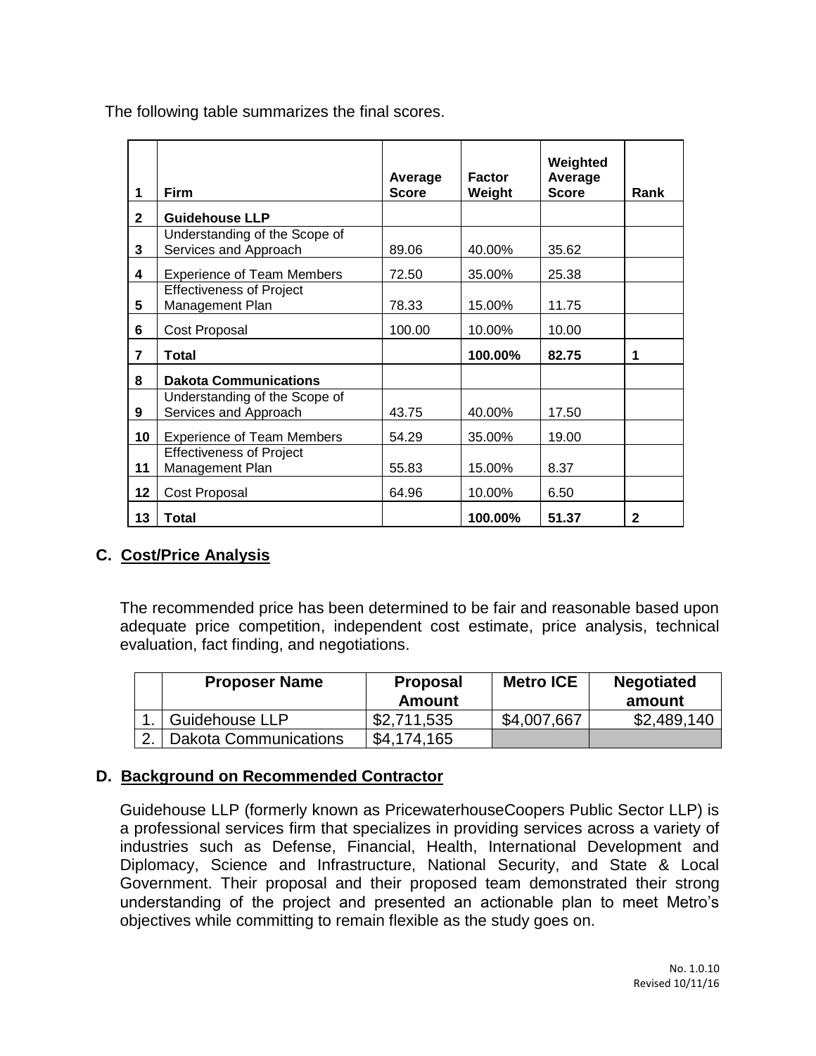The following table summarizes the final scores.

| 1 | Firm | Average Score | Factor Weight | Weighted Average Score | Rank |
|---|---|---|---|---|---|
| 2 | **Guidehouse LLP** | | | | |
| 3 | Understanding of the Scope of Services and Approach | 89.06 | 40.00% | 35.62 | |
| 4 | Experience of Team Members | 72.50 | 35.00% | 25.38 | |
| 5 | Effectiveness of Project Management Plan | 78.33 | 15.00% | 11.75 | |
| 6 | Cost Proposal | 100.00 | 10.00% | 10.00 | |
| 7 | **Total** | | **100.00%** | **82.75** | **1** |
| 8 | **Dakota Communications** | | | | |
| 9 | Understanding of the Scope of Services and Approach | 43.75 | 40.00% | 17.50 | |
| 10 | Experience of Team Members | 54.29 | 35.00% | 19.00 | |
| 11 | Effectiveness of Project Management Plan | 55.83 | 15.00% | 8.37 | |
| 12 | Cost Proposal | 64.96 | 10.00% | 6.50 | |
| 13 | **Total** | | **100.00%** | **51.37** | **2** |

## C. Cost/Price Analysis

The recommended price has been determined to be fair and reasonable based upon adequate price competition, independent cost estimate, price analysis, technical evaluation, fact finding, and negotiations.

| | Proposer Name | Proposal Amount | Metro ICE | Negotiated amount |
|---|---|---|---|---|
| 1. | Guidehouse LLP | $2,711,535 | $4,007,667 | $2,489,140 |
| 2. | Dakota Communications | $4,174,165 | | |

## D. Background on Recommended Contractor

Guidehouse LLP (formerly known as PricewaterhouseCoopers Public Sector LLP) is a professional services firm that specializes in providing services across a variety of industries such as Defense, Financial, Health, International Development and Diplomacy, Science and Infrastructure, National Security, and State & Local Government. Their proposal and their proposed team demonstrated their strong understanding of the project and presented an actionable plan to meet Metro's objectives while committing to remain flexible as the study goes on.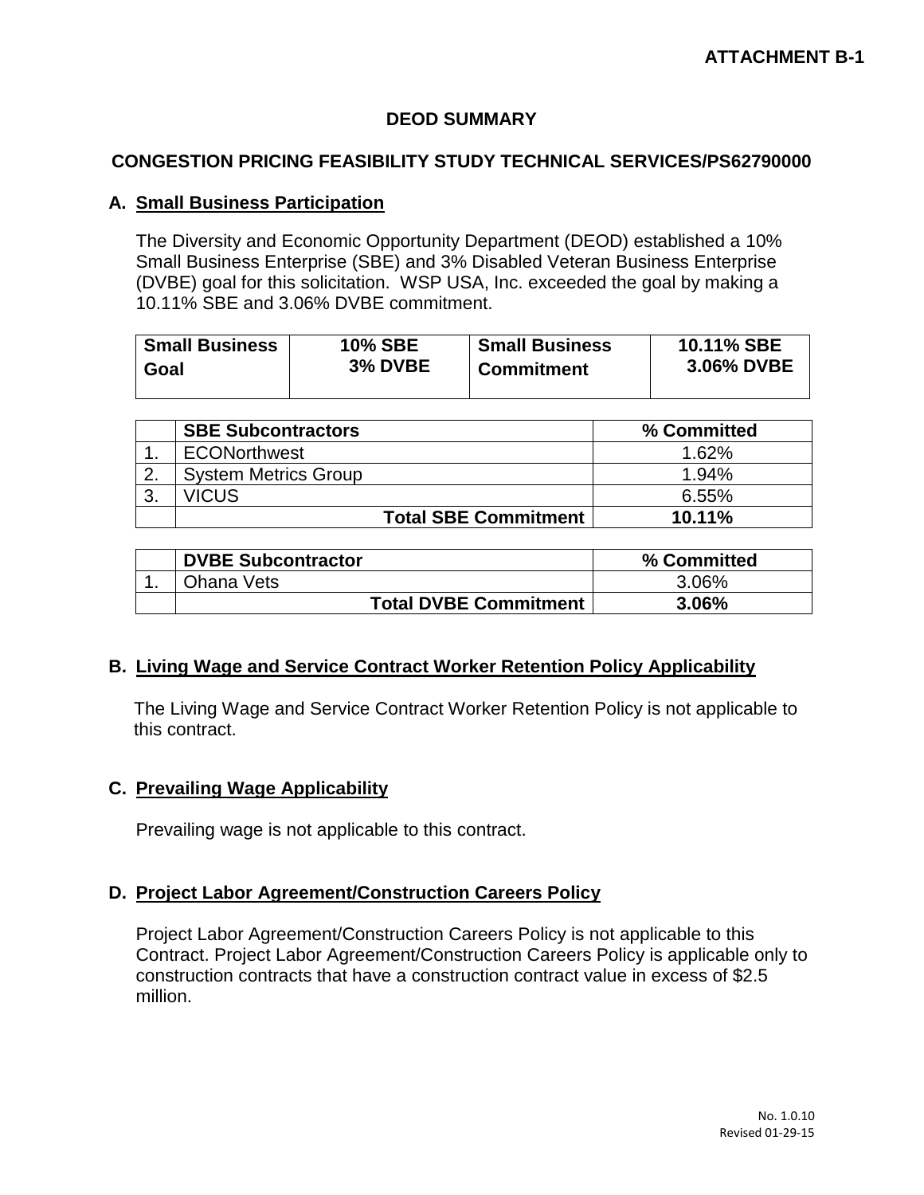**ATTACHMENT B-1**

# DEOD SUMMARY

## CONGESTION PRICING FEASIBILITY STUDY TECHNICAL SERVICES/PS62790000

### A. Small Business Participation

The Diversity and Economic Opportunity Department (DEOD) established a 10% Small Business Enterprise (SBE) and 3% Disabled Veteran Business Enterprise (DVBE) goal for this solicitation. WSP USA, Inc. exceeded the goal by making a 10.11% SBE and 3.06% DVBE commitment.

| Small Business Goal | 10% SBE<br>3% DVBE | Small Business Commitment | 10.11% SBE<br>3.06% DVBE |
|---|---|---|---|

| | SBE Subcontractors | % Committed |
|---|---|---|
| 1. | ECONorthwest | 1.62% |
| 2. | System Metrics Group | 1.94% |
| 3. | VICUS | 6.55% |
| | **Total SBE Commitment** | **10.11%** |

| | DVBE Subcontractor | % Committed |
|---|---|---|
| 1. | Ohana Vets | 3.06% |
| | **Total DVBE Commitment** | **3.06%** |

### B. Living Wage and Service Contract Worker Retention Policy Applicability

The Living Wage and Service Contract Worker Retention Policy is not applicable to this contract.

### C. Prevailing Wage Applicability

Prevailing wage is not applicable to this contract.

### D. Project Labor Agreement/Construction Careers Policy

Project Labor Agreement/Construction Careers Policy is not applicable to this Contract. Project Labor Agreement/Construction Careers Policy is applicable only to construction contracts that have a construction contract value in excess of $2.5 million.

No. 1.0.10
Revised 01-29-15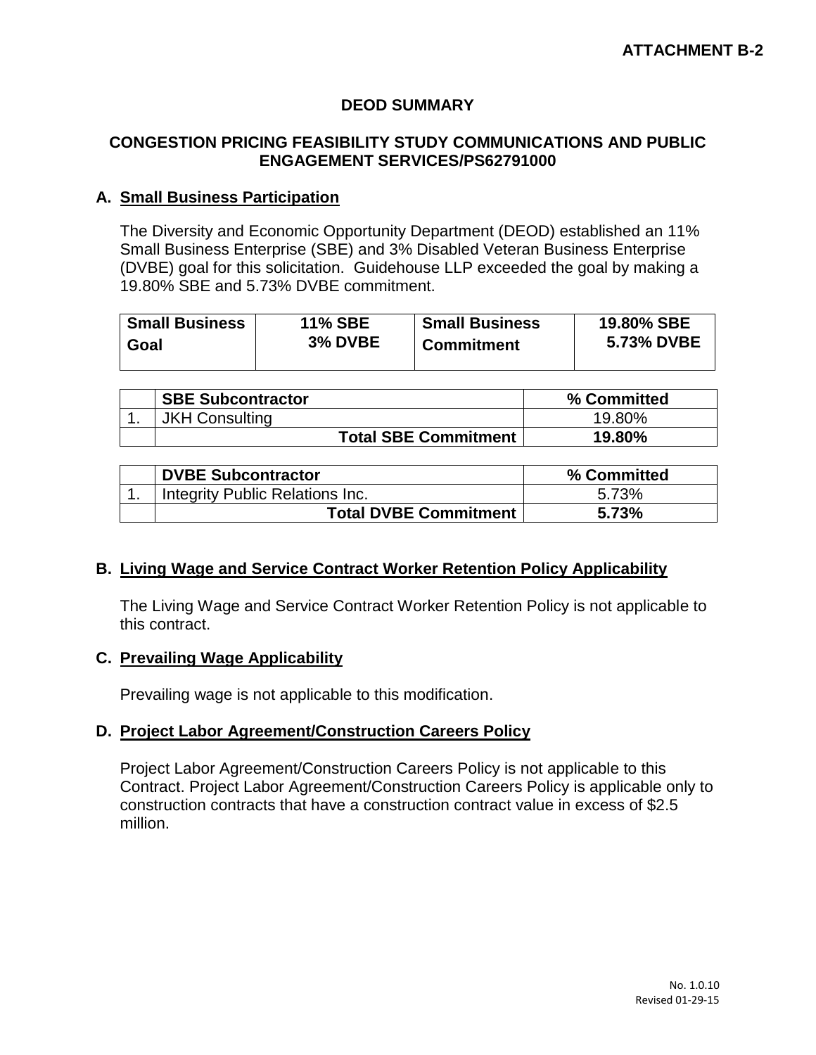**ATTACHMENT B-2**

# DEOD SUMMARY

## CONGESTION PRICING FEASIBILITY STUDY COMMUNICATIONS AND PUBLIC ENGAGEMENT SERVICES/PS62791000

### A. Small Business Participation

The Diversity and Economic Opportunity Department (DEOD) established an 11% Small Business Enterprise (SBE) and 3% Disabled Veteran Business Enterprise (DVBE) goal for this solicitation. Guidehouse LLP exceeded the goal by making a 19.80% SBE and 5.73% DVBE commitment.

| | | | |
|---|---|---|---|
| **Small Business Goal** | **11% SBE 3% DVBE** | **Small Business Commitment** | **19.80% SBE 5.73% DVBE** |

| | SBE Subcontractor | % Committed |
|---|---|---|
| 1. | JKH Consulting | 19.80% |
| | **Total SBE Commitment** | **19.80%** |

| | DVBE Subcontractor | % Committed |
|---|---|---|
| 1. | Integrity Public Relations Inc. | 5.73% |
| | **Total DVBE Commitment** | **5.73%** |

### B. Living Wage and Service Contract Worker Retention Policy Applicability

The Living Wage and Service Contract Worker Retention Policy is not applicable to this contract.

### C. Prevailing Wage Applicability

Prevailing wage is not applicable to this modification.

### D. Project Labor Agreement/Construction Careers Policy

Project Labor Agreement/Construction Careers Policy is not applicable to this Contract. Project Labor Agreement/Construction Careers Policy is applicable only to construction contracts that have a construction contract value in excess of $2.5 million.

No. 1.0.10
Revised 01-29-15